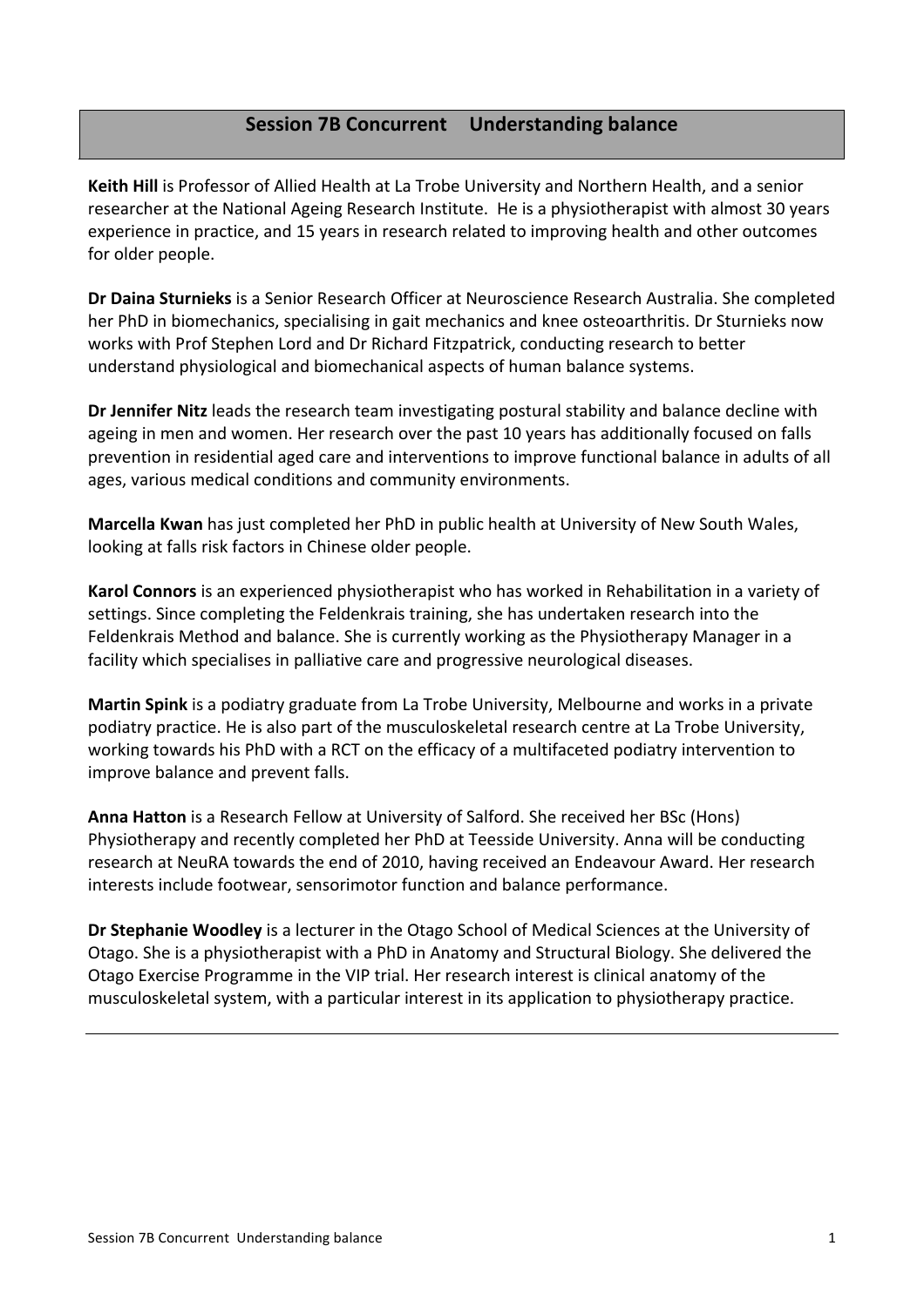## Session 7B Concurrent Understanding balance

**Keith Hill** is Professor of Allied Health at La Trobe University and Northern Health, and a senior researcher at the National Ageing Research Institute. He is a physiotherapist with almost 30 years experience in practice, and 15 years in research related to improving health and other outcomes for older people.

**Dr Daina Sturnieks** is a Senior Research Officer at Neuroscience Research Australia. She completed her PhD in biomechanics, specialising in gait mechanics and knee osteoarthritis. Dr Sturnieks now works with Prof Stephen Lord and Dr Richard Fitzpatrick, conducting research to better understand physiological and biomechanical aspects of human balance systems.

**Dr Jennifer Nitz** leads the research team investigating postural stability and balance decline with ageing in men and women. Her research over the past 10 years has additionally focused on falls prevention in residential aged care and interventions to improve functional balance in adults of all ages, various medical conditions and community environments.

**Marcella Kwan** has just completed her PhD in public health at University of New South Wales, looking at falls risk factors in Chinese older people.

**Karol Connors** is an experienced physiotherapist who has worked in Rehabilitation in a variety of settings. Since completing the Feldenkrais training, she has undertaken research into the Feldenkrais Method and balance. She is currently working as the Physiotherapy Manager in a facility which specialises in palliative care and progressive neurological diseases.

**Martin Spink** is a podiatry graduate from La Trobe University, Melbourne and works in a private podiatry practice. He is also part of the musculoskeletal research centre at La Trobe University, working towards his PhD with a RCT on the efficacy of a multifaceted podiatry intervention to improve balance and prevent falls.

**Anna Hatton** is a Research Fellow at University of Salford. She received her BSc (Hons) Physiotherapy and recently completed her PhD at Teesside University. Anna will be conducting research at NeuRA towards the end of 2010, having received an Endeavour Award. Her research interests include footwear, sensorimotor function and balance performance.

**Dr Stephanie Woodley** is a lecturer in the Otago School of Medical Sciences at the University of Otago. She is a physiotherapist with a PhD in Anatomy and Structural Biology. She delivered the Otago Exercise Programme in the VIP trial. Her research interest is clinical anatomy of the musculoskeletal system, with a particular interest in its application to physiotherapy practice.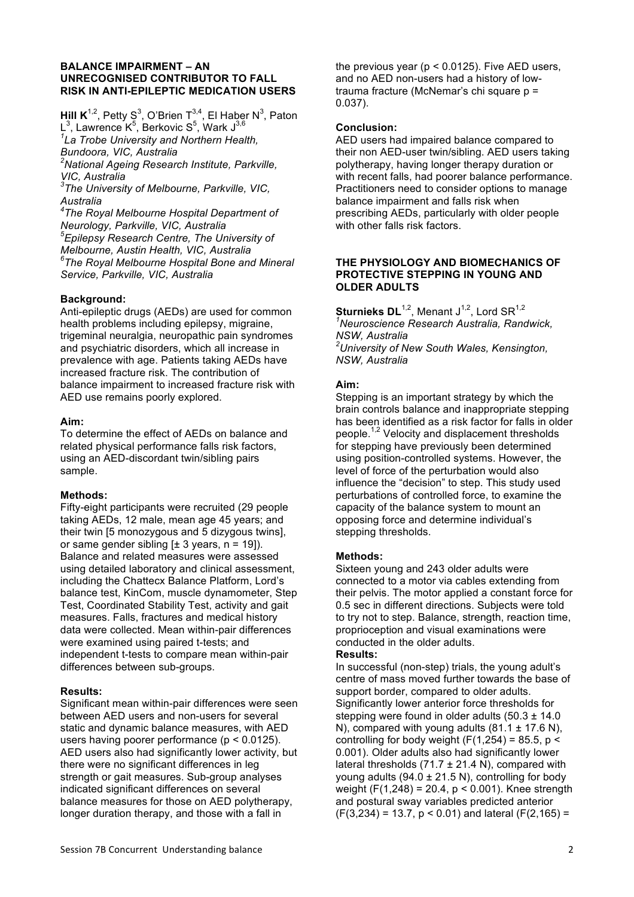## BALANCE IMPAIRMENT – AN UNRECOGNISED CONTRIBUTOR TO FALL RISK IN ANTI-EPILEPTIC MEDICATION USERS

**Hill K**[1,2], Petty S[3], O'Brien T[3,4], El Haber N[3], Paton L[3], Lawrence K[5], Berkovic S[5], Wark J[3,6]

[1]*La Trobe University and Northern Health, Bundoora, VIC, Australia*
[2]*National Ageing Research Institute, Parkville, VIC, Australia*
[3]*The University of Melbourne, Parkville, VIC, Australia*
[4]*The Royal Melbourne Hospital Department of Neurology, Parkville, VIC, Australia*
[5]*Epilepsy Research Centre, The University of Melbourne, Austin Health, VIC, Australia*
[6]*The Royal Melbourne Hospital Bone and Mineral Service, Parkville, VIC, Australia*

**Background:**
Anti-epileptic drugs (AEDs) are used for common health problems including epilepsy, migraine, trigeminal neuralgia, neuropathic pain syndromes and psychiatric disorders, which all increase in prevalence with age. Patients taking AEDs have increased fracture risk. The contribution of balance impairment to increased fracture risk with AED use remains poorly explored.

**Aim:**
To determine the effect of AEDs on balance and related physical performance falls risk factors, using an AED-discordant twin/sibling pairs sample.

**Methods:**
Fifty-eight participants were recruited (29 people taking AEDs, 12 male, mean age 45 years; and their twin [5 monozygous and 5 dizygous twins], or same gender sibling [± 3 years, n = 19]). Balance and related measures were assessed using detailed laboratory and clinical assessment, including the Chattecx Balance Platform, Lord's balance test, KinCom, muscle dynamometer, Step Test, Coordinated Stability Test, activity and gait measures. Falls, fractures and medical history data were collected. Mean within-pair differences were examined using paired t-tests; and independent t-tests to compare mean within-pair differences between sub-groups.

**Results:**
Significant mean within-pair differences were seen between AED users and non-users for several static and dynamic balance measures, with AED users having poorer performance ($p < 0.0125$). AED users also had significantly lower activity, but there were no significant differences in leg strength or gait measures. Sub-group analyses indicated significant differences on several balance measures for those on AED polytherapy, longer duration therapy, and those with a fall in the previous year ($p < 0.0125$). Five AED users, and no AED non-users had a history of low-trauma fracture (McNemar's chi square $p = 0.037$).

**Conclusion:**
AED users had impaired balance compared to their non AED-user twin/sibling. AED users taking polytherapy, having longer therapy duration or with recent falls, had poorer balance performance. Practitioners need to consider options to manage balance impairment and falls risk when prescribing AEDs, particularly with older people with other falls risk factors.

## THE PHYSIOLOGY AND BIOMECHANICS OF PROTECTIVE STEPPING IN YOUNG AND OLDER ADULTS

**Sturnieks DL**[1,2], Menant J[1,2], Lord SR[1,2]

[1]*Neuroscience Research Australia, Randwick, NSW, Australia*
[2]*University of New South Wales, Kensington, NSW, Australia*

**Aim:**
Stepping is an important strategy by which the brain controls balance and inappropriate stepping has been identified as a risk factor for falls in older people.[1,2] Velocity and displacement thresholds for stepping have previously been determined using position-controlled systems. However, the level of force of the perturbation would also influence the "decision" to step. This study used perturbations of controlled force, to examine the capacity of the balance system to mount an opposing force and determine individual's stepping thresholds.

**Methods:**
Sixteen young and 243 older adults were connected to a motor via cables extending from their pelvis. The motor applied a constant force for 0.5 sec in different directions. Subjects were told to try not to step. Balance, strength, reaction time, proprioception and visual examinations were conducted in the older adults.

**Results:**
In successful (non-step) trials, the young adult's centre of mass moved further towards the base of support border, compared to older adults. Significantly lower anterior force thresholds for stepping were found in older adults (50.3 ± 14.0 N), compared with young adults (81.1 ± 17.6 N), controlling for body weight ($F(1,254) = 85.5$, $p < 0.001$). Older adults also had significantly lower lateral thresholds (71.7 ± 21.4 N), compared with young adults (94.0 ± 21.5 N), controlling for body weight ($F(1,248) = 20.4$, $p < 0.001$). Knee strength and postural sway variables predicted anterior ($F(3,234) = 13.7$, $p < 0.01$) and lateral ($F(2,165) =$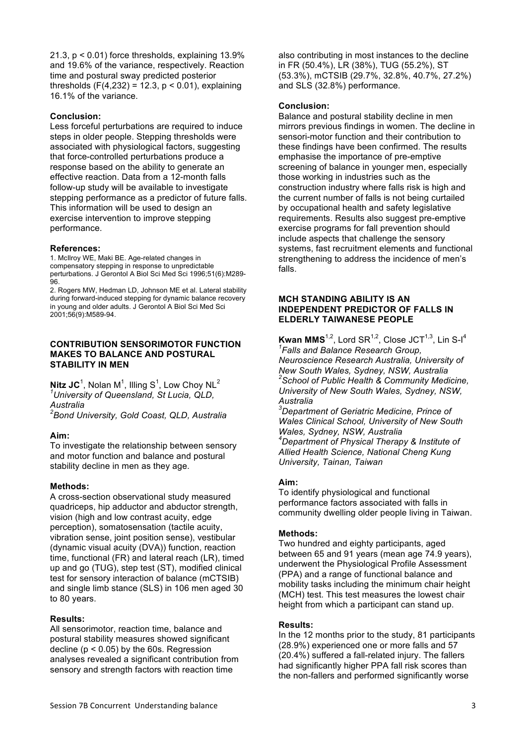21.3, $p < 0.01$) force thresholds, explaining 13.9% and 19.6% of the variance, respectively. Reaction time and postural sway predicted posterior thresholds ($F(4,232) = 12.3$, $p < 0.01$), explaining 16.1% of the variance.

**Conclusion:**

Less forceful perturbations are required to induce steps in older people. Stepping thresholds were associated with physiological factors, suggesting that force-controlled perturbations produce a response based on the ability to generate an effective reaction. Data from a 12-month falls follow-up study will be available to investigate stepping performance as a predictor of future falls. This information will be used to design an exercise intervention to improve stepping performance.

**References:**

1. McIlroy WE, Maki BE. Age-related changes in compensatory stepping in response to unpredictable perturbations. J Gerontol A Biol Sci Med Sci 1996;51(6):M289-96.
2. Rogers MW, Hedman LD, Johnson ME et al. Lateral stability during forward-induced stepping for dynamic balance recovery in young and older adults. J Gerontol A Biol Sci Med Sci 2001;56(9):M589-94.

## CONTRIBUTION SENSORIMOTOR FUNCTION MAKES TO BALANCE AND POSTURAL STABILITY IN MEN

**Nitz JC**[1], Nolan M[1], Illing S[1], Low Choy NL[2]

*[1]University of Queensland, St Lucia, QLD, Australia*
*[2]Bond University, Gold Coast, QLD, Australia*

**Aim:**

To investigate the relationship between sensory and motor function and balance and postural stability decline in men as they age.

**Methods:**

A cross-section observational study measured quadriceps, hip adductor and abductor strength, vision (high and low contrast acuity, edge perception), somatosensation (tactile acuity, vibration sense, joint position sense), vestibular (dynamic visual acuity (DVA)) function, reaction time, functional (FR) and lateral reach (LR), timed up and go (TUG), step test (ST), modified clinical test for sensory interaction of balance (mCTSIB) and single limb stance (SLS) in 106 men aged 30 to 80 years.

**Results:**

All sensorimotor, reaction time, balance and postural stability measures showed significant decline ($p < 0.05$) by the 60s. Regression analyses revealed a significant contribution from sensory and strength factors with reaction time also contributing in most instances to the decline in FR (50.4%), LR (38%), TUG (55.2%), ST (53.3%), mCTSIB (29.7%, 32.8%, 40.7%, 27.2%) and SLS (32.8%) performance.

**Conclusion:**

Balance and postural stability decline in men mirrors previous findings in women. The decline in sensori-motor function and their contribution to these findings have been confirmed. The results emphasise the importance of pre-emptive screening of balance in younger men, especially those working in industries such as the construction industry where falls risk is high and the current number of falls is not being curtailed by occupational health and safety legislative requirements. Results also suggest pre-emptive exercise programs for fall prevention should include aspects that challenge the sensory systems, fast recruitment elements and functional strengthening to address the incidence of men's falls.

## MCH STANDING ABILITY IS AN INDEPENDENT PREDICTOR OF FALLS IN ELDERLY TAIWANESE PEOPLE

**Kwan MMS**[1,2], Lord SR[1,2], Close JCT[1,3], Lin S-I[4]

*[1]Falls and Balance Research Group, Neuroscience Research Australia, University of New South Wales, Sydney, NSW, Australia*
*[2]School of Public Health & Community Medicine, University of New South Wales, Sydney, NSW, Australia*
*[3]Department of Geriatric Medicine, Prince of Wales Clinical School, University of New South Wales, Sydney, NSW, Australia*
*[4]Department of Physical Therapy & Institute of Allied Health Science, National Cheng Kung University, Tainan, Taiwan*

**Aim:**

To identify physiological and functional performance factors associated with falls in community dwelling older people living in Taiwan.

**Methods:**

Two hundred and eighty participants, aged between 65 and 91 years (mean age 74.9 years), underwent the Physiological Profile Assessment (PPA) and a range of functional balance and mobility tasks including the minimum chair height (MCH) test. This test measures the lowest chair height from which a participant can stand up.

**Results:**

In the 12 months prior to the study, 81 participants (28.9%) experienced one or more falls and 57 (20.4%) suffered a fall-related injury. The fallers had significantly higher PPA fall risk scores than the non-fallers and performed significantly worse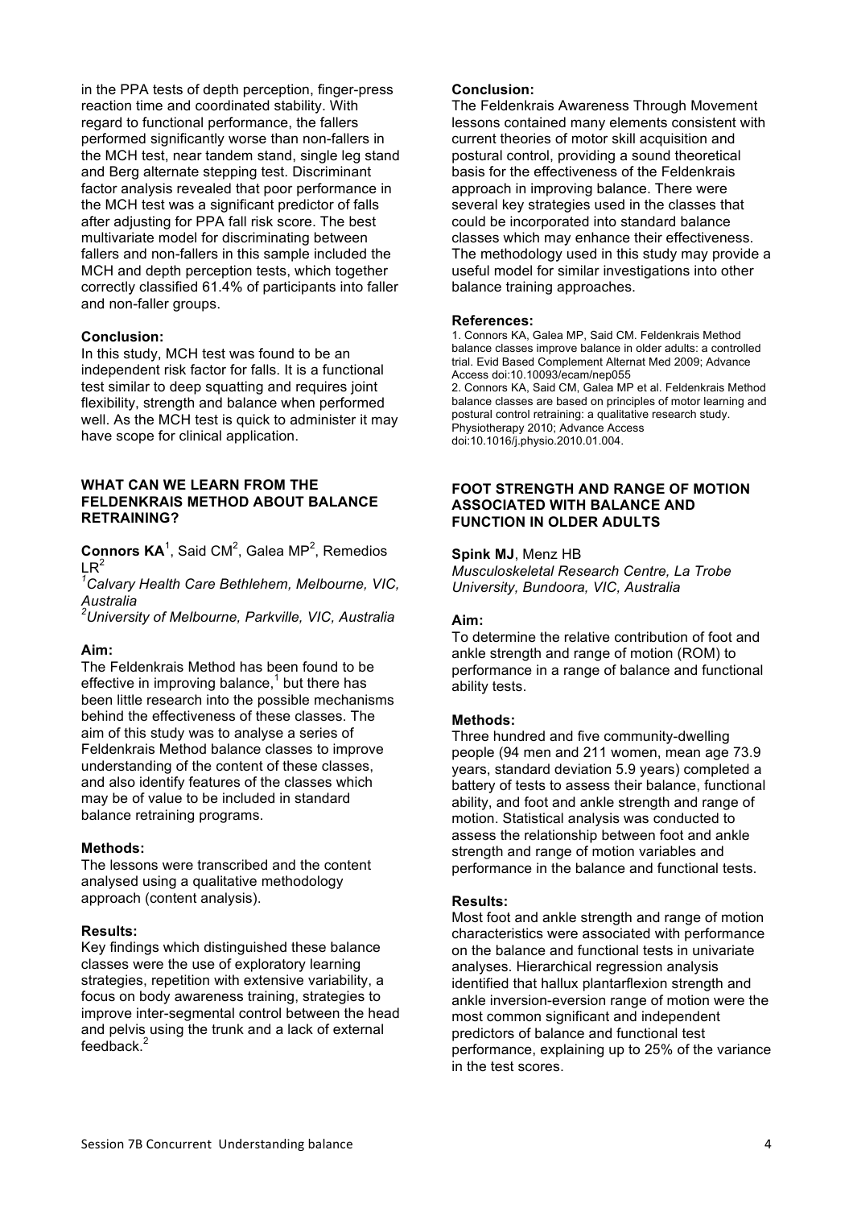in the PPA tests of depth perception, finger-press reaction time and coordinated stability. With regard to functional performance, the fallers performed significantly worse than non-fallers in the MCH test, near tandem stand, single leg stand and Berg alternate stepping test. Discriminant factor analysis revealed that poor performance in the MCH test was a significant predictor of falls after adjusting for PPA fall risk score. The best multivariate model for discriminating between fallers and non-fallers in this sample included the MCH and depth perception tests, which together correctly classified 61.4% of participants into faller and non-faller groups.

**Conclusion:**

In this study, MCH test was found to be an independent risk factor for falls. It is a functional test similar to deep squatting and requires joint flexibility, strength and balance when performed well. As the MCH test is quick to administer it may have scope for clinical application.

## WHAT CAN WE LEARN FROM THE FELDENKRAIS METHOD ABOUT BALANCE RETRAINING?

**Connors KA**[1], Said CM[2], Galea MP[2], Remedios LR[2]

*[1]Calvary Health Care Bethlehem, Melbourne, VIC, Australia*

*[2]University of Melbourne, Parkville, VIC, Australia*

**Aim:**

The Feldenkrais Method has been found to be effective in improving balance,[1] but there has been little research into the possible mechanisms behind the effectiveness of these classes. The aim of this study was to analyse a series of Feldenkrais Method balance classes to improve understanding of the content of these classes, and also identify features of the classes which may be of value to be included in standard balance retraining programs.

**Methods:**

The lessons were transcribed and the content analysed using a qualitative methodology approach (content analysis).

**Results:**

Key findings which distinguished these balance classes were the use of exploratory learning strategies, repetition with extensive variability, a focus on body awareness training, strategies to improve inter-segmental control between the head and pelvis using the trunk and a lack of external feedback.[2]

**Conclusion:**

The Feldenkrais Awareness Through Movement lessons contained many elements consistent with current theories of motor skill acquisition and postural control, providing a sound theoretical basis for the effectiveness of the Feldenkrais approach in improving balance. There were several key strategies used in the classes that could be incorporated into standard balance classes which may enhance their effectiveness. The methodology used in this study may provide a useful model for similar investigations into other balance training approaches.

**References:**

1. Connors KA, Galea MP, Said CM. Feldenkrais Method balance classes improve balance in older adults: a controlled trial. Evid Based Complement Alternat Med 2009; Advance Access doi:10.10093/ecam/nep055
2. Connors KA, Said CM, Galea MP et al. Feldenkrais Method balance classes are based on principles of motor learning and postural control retraining: a qualitative research study. Physiotherapy 2010; Advance Access doi:10.1016/j.physio.2010.01.004.

## FOOT STRENGTH AND RANGE OF MOTION ASSOCIATED WITH BALANCE AND FUNCTION IN OLDER ADULTS

**Spink MJ**, Menz HB

*Musculoskeletal Research Centre, La Trobe University, Bundoora, VIC, Australia*

**Aim:**

To determine the relative contribution of foot and ankle strength and range of motion (ROM) to performance in a range of balance and functional ability tests.

**Methods:**

Three hundred and five community-dwelling people (94 men and 211 women, mean age 73.9 years, standard deviation 5.9 years) completed a battery of tests to assess their balance, functional ability, and foot and ankle strength and range of motion. Statistical analysis was conducted to assess the relationship between foot and ankle strength and range of motion variables and performance in the balance and functional tests.

**Results:**

Most foot and ankle strength and range of motion characteristics were associated with performance on the balance and functional tests in univariate analyses. Hierarchical regression analysis identified that hallux plantarflexion strength and ankle inversion-eversion range of motion were the most common significant and independent predictors of balance and functional test performance, explaining up to 25% of the variance in the test scores.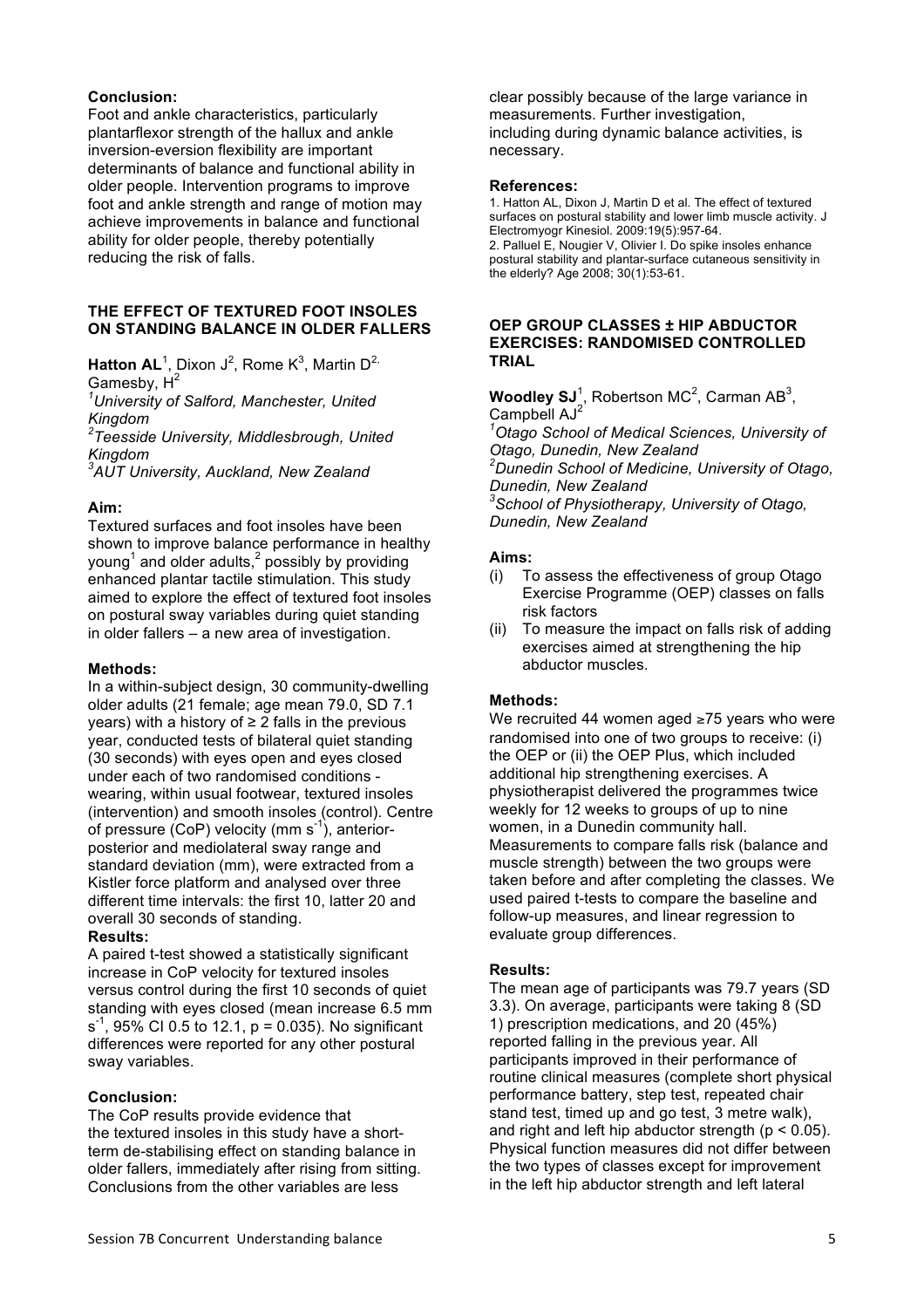**Conclusion:**
Foot and ankle characteristics, particularly plantarflexor strength of the hallux and ankle inversion-eversion flexibility are important determinants of balance and functional ability in older people. Intervention programs to improve foot and ankle strength and range of motion may achieve improvements in balance and functional ability for older people, thereby potentially reducing the risk of falls.

## THE EFFECT OF TEXTURED FOOT INSOLES ON STANDING BALANCE IN OLDER FALLERS

**Hatton AL**[1], Dixon J[2], Rome K[3], Martin D[2], Gamesby, H[2]

*[1]University of Salford, Manchester, United Kingdom*
*[2]Teesside University, Middlesbrough, United Kingdom*
*[3]AUT University, Auckland, New Zealand*

**Aim:**
Textured surfaces and foot insoles have been shown to improve balance performance in healthy young[1] and older adults,[2] possibly by providing enhanced plantar tactile stimulation. This study aimed to explore the effect of textured foot insoles on postural sway variables during quiet standing in older fallers – a new area of investigation.

**Methods:**
In a within-subject design, 30 community-dwelling older adults (21 female; age mean 79.0, SD 7.1 years) with a history of ≥ 2 falls in the previous year, conducted tests of bilateral quiet standing (30 seconds) with eyes open and eyes closed under each of two randomised conditions - wearing, within usual footwear, textured insoles (intervention) and smooth insoles (control). Centre of pressure (CoP) velocity (mm $s^{-1}$), anterior-posterior and mediolateral sway range and standard deviation (mm), were extracted from a Kistler force platform and analysed over three different time intervals: the first 10, latter 20 and overall 30 seconds of standing.

**Results:**
A paired t-test showed a statistically significant increase in CoP velocity for textured insoles versus control during the first 10 seconds of quiet standing with eyes closed (mean increase 6.5 mm $s^{-1}$, 95% CI 0.5 to 12.1, $p = 0.035$). No significant differences were reported for any other postural sway variables.

**Conclusion:**
The CoP results provide evidence that the textured insoles in this study have a short-term de-stabilising effect on standing balance in older fallers, immediately after rising from sitting. Conclusions from the other variables are less clear possibly because of the large variance in measurements. Further investigation, including during dynamic balance activities, is necessary.

**References:**
1. Hatton AL, Dixon J, Martin D et al. The effect of textured surfaces on postural stability and lower limb muscle activity. J Electromyogr Kinesiol. 2009:19(5):957-64.
2. Palluel E, Nougier V, Olivier I. Do spike insoles enhance postural stability and plantar-surface cutaneous sensitivity in the elderly? Age 2008; 30(1):53-61.

## OEP GROUP CLASSES ± HIP ABDUCTOR EXERCISES: RANDOMISED CONTROLLED TRIAL

**Woodley SJ**[1], Robertson MC[2], Carman AB[3], Campbell AJ[2]

*[1]Otago School of Medical Sciences, University of Otago, Dunedin, New Zealand*
*[2]Dunedin School of Medicine, University of Otago, Dunedin, New Zealand*
*[3]School of Physiotherapy, University of Otago, Dunedin, New Zealand*

**Aims:**
(i) To assess the effectiveness of group Otago Exercise Programme (OEP) classes on falls risk factors
(ii) To measure the impact on falls risk of adding exercises aimed at strengthening the hip abductor muscles.

**Methods:**
We recruited 44 women aged ≥75 years who were randomised into one of two groups to receive: (i) the OEP or (ii) the OEP Plus, which included additional hip strengthening exercises. A physiotherapist delivered the programmes twice weekly for 12 weeks to groups of up to nine women, in a Dunedin community hall. Measurements to compare falls risk (balance and muscle strength) between the two groups were taken before and after completing the classes. We used paired t-tests to compare the baseline and follow-up measures, and linear regression to evaluate group differences.

**Results:**
The mean age of participants was 79.7 years (SD 3.3). On average, participants were taking 8 (SD 1) prescription medications, and 20 (45%) reported falling in the previous year. All participants improved in their performance of routine clinical measures (complete short physical performance battery, step test, repeated chair stand test, timed up and go test, 3 metre walk), and right and left hip abductor strength ($p < 0.05$). Physical function measures did not differ between the two types of classes except for improvement in the left hip abductor strength and left lateral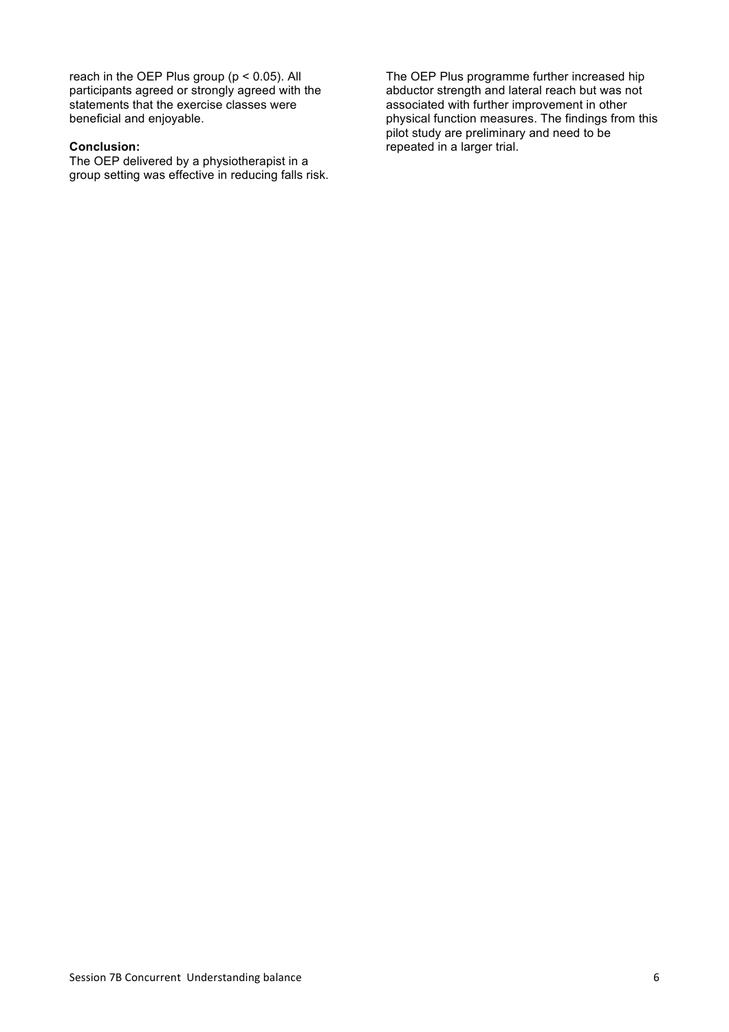reach in the OEP Plus group ($p < 0.05$). All participants agreed or strongly agreed with the statements that the exercise classes were beneficial and enjoyable.

**Conclusion:**

The OEP delivered by a physiotherapist in a group setting was effective in reducing falls risk. The OEP Plus programme further increased hip abductor strength and lateral reach but was not associated with further improvement in other physical function measures. The findings from this pilot study are preliminary and need to be repeated in a larger trial.